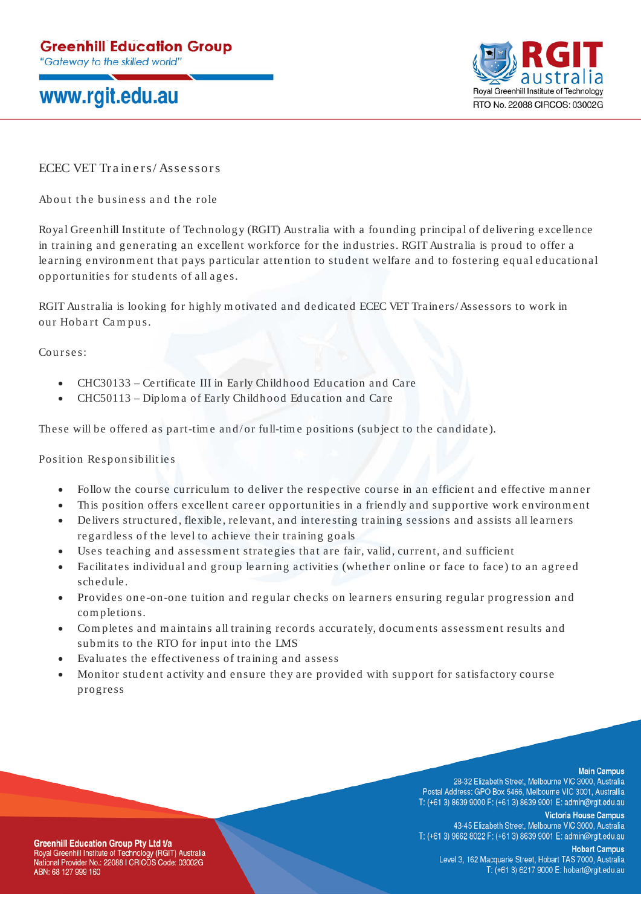# ECEC VET Trainers/Assessors

## About the business and the role

Royal Greenhill Institute of Technology (RGIT) Australia with a founding principal of delivering excellence in training and generating an excellent workforce for the industries. RGIT Australia is proud to offer a learning environment that pays particular attention to student welfare and to fostering equal educational opportunities for students of all ages.

RGIT Australia is looking for highly motivated and dedicated ECEC VET Trainers/Assessors to work in our Hobart Campus.

Courses:

- CHC30133 – Certificate III in Early Childhood Education and Care
- CHC50113 – Diploma of Early Childhood Education and Care

These will be offered as part-time and/or full-time positions (subject to the candidate).

## Position Responsibilities

- Follow the course curriculum to deliver the respective course in an efficient and effective manner
- This position offers excellent career opportunities in a friendly and supportive work environment
- Delivers structured, flexible, relevant, and interesting training sessions and assists all learners regardless of the level to achieve their training goals
- Uses teaching and assessment strategies that are fair, valid, current, and sufficient
- Facilitates individual and group learning activities (whether online or face to face) to an agreed schedule.
- Provides one-on-one tuition and regular checks on learners ensuring regular progression and completions.
- Completes and maintains all training records accurately, documents assessment results and submits to the RTO for input into the LMS
- Evaluates the effectiveness of training and assess
- Monitor student activity and ensure they are provided with support for satisfactory course progress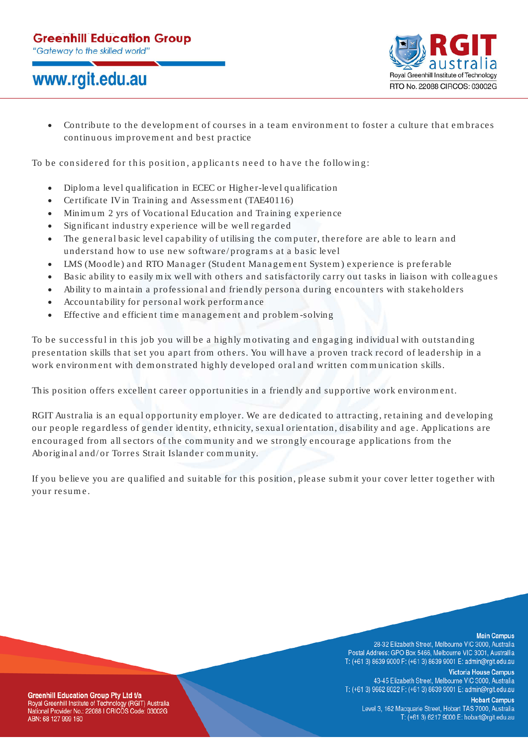- Contribute to the development of courses in a team environment to foster a culture that embraces continuous improvement and best practice

To be considered for this position, applicants need to have the following:

- Diploma level qualification in ECEC or Higher-level qualification
- Certificate IV in Training and Assessment (TAE40116)
- Minimum 2 yrs of Vocational Education and Training experience
- Significant industry experience will be well regarded
- The general basic level capability of utilising the computer, therefore are able to learn and understand how to use new software/programs at a basic level
- LMS (Moodle) and RTO Manager (Student Management System) experience is preferable
- Basic ability to easily mix well with others and satisfactorily carry out tasks in liaison with colleagues
- Ability to maintain a professional and friendly persona during encounters with stakeholders
- Accountability for personal work performance
- Effective and efficient time management and problem-solving

To be successful in this job you will be a highly motivating and engaging individual with outstanding presentation skills that set you apart from others. You will have a proven track record of leadership in a work environment with demonstrated highly developed oral and written communication skills.

This position offers excellent career opportunities in a friendly and supportive work environment.

RGIT Australia is an equal opportunity employer. We are dedicated to attracting, retaining and developing our people regardless of gender identity, ethnicity, sexual orientation, disability and age. Applications are encouraged from all sectors of the community and we strongly encourage applications from the Aboriginal and/or Torres Strait Islander community.

If you believe you are qualified and suitable for this position, please submit your cover letter together with your resume.